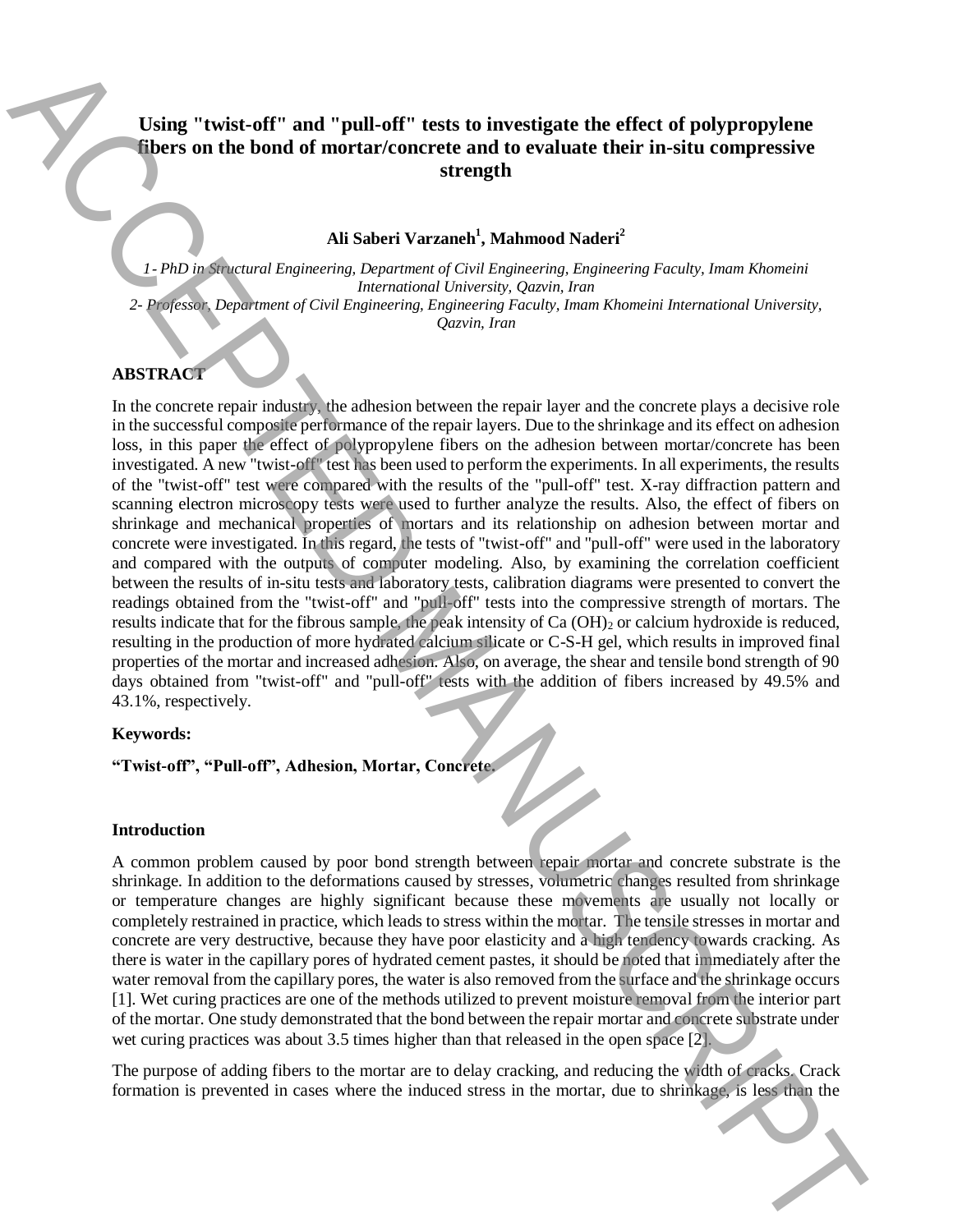# Using "twist-off" and "pull-off" tests to investigate the effect of polypropylene fibers on the bond of mortar/concrete and to evaluate their in-situ compressive strength

**Ali Saberi Varzaneh[1], Mahmood Naderi[2]**

*1- PhD in Structural Engineering, Department of Civil Engineering, Engineering Faculty, Imam Khomeini International University, Qazvin, Iran*

*2- Professor, Department of Civil Engineering, Engineering Faculty, Imam Khomeini International University, Qazvin, Iran*

## ABSTRACT

In the concrete repair industry, the adhesion between the repair layer and the concrete plays a decisive role in the successful composite performance of the repair layers. Due to the shrinkage and its effect on adhesion loss, in this paper the effect of polypropylene fibers on the adhesion between mortar/concrete has been investigated. A new "twist-off" test has been used to perform the experiments. In all experiments, the results of the "twist-off" test were compared with the results of the "pull-off" test. X-ray diffraction pattern and scanning electron microscopy tests were used to further analyze the results. Also, the effect of fibers on shrinkage and mechanical properties of mortars and its relationship on adhesion between mortar and concrete were investigated. In this regard, the tests of "twist-off" and "pull-off" were used in the laboratory and compared with the outputs of computer modeling. Also, by examining the correlation coefficient between the results of in-situ tests and laboratory tests, calibration diagrams were presented to convert the readings obtained from the "twist-off" and "pull-off" tests into the compressive strength of mortars. The results indicate that for the fibrous sample, the peak intensity of $Ca(OH)_2$ or calcium hydroxide is reduced, resulting in the production of more hydrated calcium silicate or C-S-H gel, which results in improved final properties of the mortar and increased adhesion. Also, on average, the shear and tensile bond strength of 90 days obtained from "twist-off" and "pull-off" tests with the addition of fibers increased by 49.5% and 43.1%, respectively.

**Keywords:**

**"Twist-off", "Pull-off", Adhesion, Mortar, Concrete.**

## Introduction

A common problem caused by poor bond strength between repair mortar and concrete substrate is the shrinkage. In addition to the deformations caused by stresses, volumetric changes resulted from shrinkage or temperature changes are highly significant because these movements are usually not locally or completely restrained in practice, which leads to stress within the mortar. The tensile stresses in mortar and concrete are very destructive, because they have poor elasticity and a high tendency towards cracking. As there is water in the capillary pores of hydrated cement pastes, it should be noted that immediately after the water removal from the capillary pores, the water is also removed from the surface and the shrinkage occurs [1]. Wet curing practices are one of the methods utilized to prevent moisture removal from the interior part of the mortar. One study demonstrated that the bond between the repair mortar and concrete substrate under wet curing practices was about 3.5 times higher than that released in the open space [2].

The purpose of adding fibers to the mortar are to delay cracking, and reducing the width of cracks. Crack formation is prevented in cases where the induced stress in the mortar, due to shrinkage, is less than the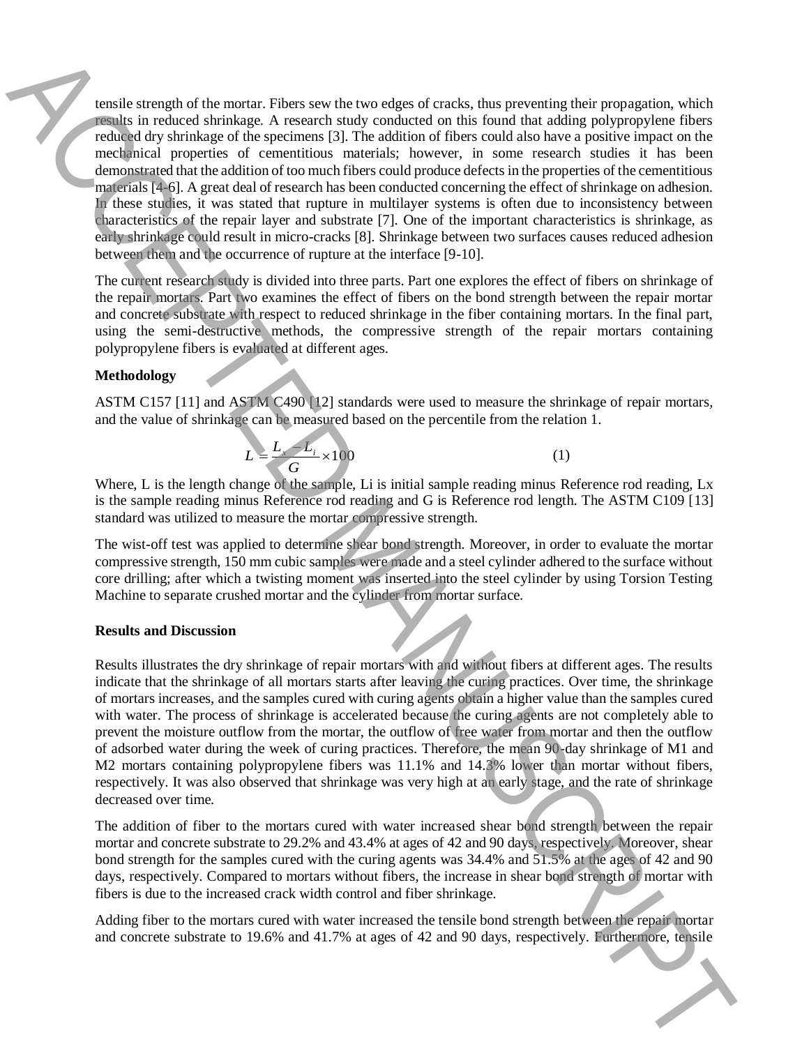tensile strength of the mortar. Fibers sew the two edges of cracks, thus preventing their propagation, which results in reduced shrinkage. A research study conducted on this found that adding polypropylene fibers reduced dry shrinkage of the specimens [3]. The addition of fibers could also have a positive impact on the mechanical properties of cementitious materials; however, in some research studies it has been demonstrated that the addition of too much fibers could produce defects in the properties of the cementitious materials [4-6]. A great deal of research has been conducted concerning the effect of shrinkage on adhesion. In these studies, it was stated that rupture in multilayer systems is often due to inconsistency between characteristics of the repair layer and substrate [7]. One of the important characteristics is shrinkage, as early shrinkage could result in micro-cracks [8]. Shrinkage between two surfaces causes reduced adhesion between them and the occurrence of rupture at the interface [9-10].

The current research study is divided into three parts. Part one explores the effect of fibers on shrinkage of the repair mortars. Part two examines the effect of fibers on the bond strength between the repair mortar and concrete substrate with respect to reduced shrinkage in the fiber containing mortars. In the final part, using the semi-destructive methods, the compressive strength of the repair mortars containing polypropylene fibers is evaluated at different ages.

**Methodology**

ASTM C157 [11] and ASTM C490 [12] standards were used to measure the shrinkage of repair mortars, and the value of shrinkage can be measured based on the percentile from the relation 1.

$$L = \frac{L_x - L_i}{G} \times 100 \qquad (1)$$

Where, L is the length change of the sample, Li is initial sample reading minus Reference rod reading, Lx is the sample reading minus Reference rod reading and G is Reference rod length. The ASTM C109 [13] standard was utilized to measure the mortar compressive strength.

The wist-off test was applied to determine shear bond strength. Moreover, in order to evaluate the mortar compressive strength, 150 mm cubic samples were made and a steel cylinder adhered to the surface without core drilling; after which a twisting moment was inserted into the steel cylinder by using Torsion Testing Machine to separate crushed mortar and the cylinder from mortar surface.

**Results and Discussion**

Results illustrates the dry shrinkage of repair mortars with and without fibers at different ages. The results indicate that the shrinkage of all mortars starts after leaving the curing practices. Over time, the shrinkage of mortars increases, and the samples cured with curing agents obtain a higher value than the samples cured with water. The process of shrinkage is accelerated because the curing agents are not completely able to prevent the moisture outflow from the mortar, the outflow of free water from mortar and then the outflow of adsorbed water during the week of curing practices. Therefore, the mean 90-day shrinkage of M1 and M2 mortars containing polypropylene fibers was 11.1% and 14.3% lower than mortar without fibers, respectively. It was also observed that shrinkage was very high at an early stage, and the rate of shrinkage decreased over time.

The addition of fiber to the mortars cured with water increased shear bond strength between the repair mortar and concrete substrate to 29.2% and 43.4% at ages of 42 and 90 days, respectively. Moreover, shear bond strength for the samples cured with the curing agents was 34.4% and 51.5% at the ages of 42 and 90 days, respectively. Compared to mortars without fibers, the increase in shear bond strength of mortar with fibers is due to the increased crack width control and fiber shrinkage.

Adding fiber to the mortars cured with water increased the tensile bond strength between the repair mortar and concrete substrate to 19.6% and 41.7% at ages of 42 and 90 days, respectively. Furthermore, tensile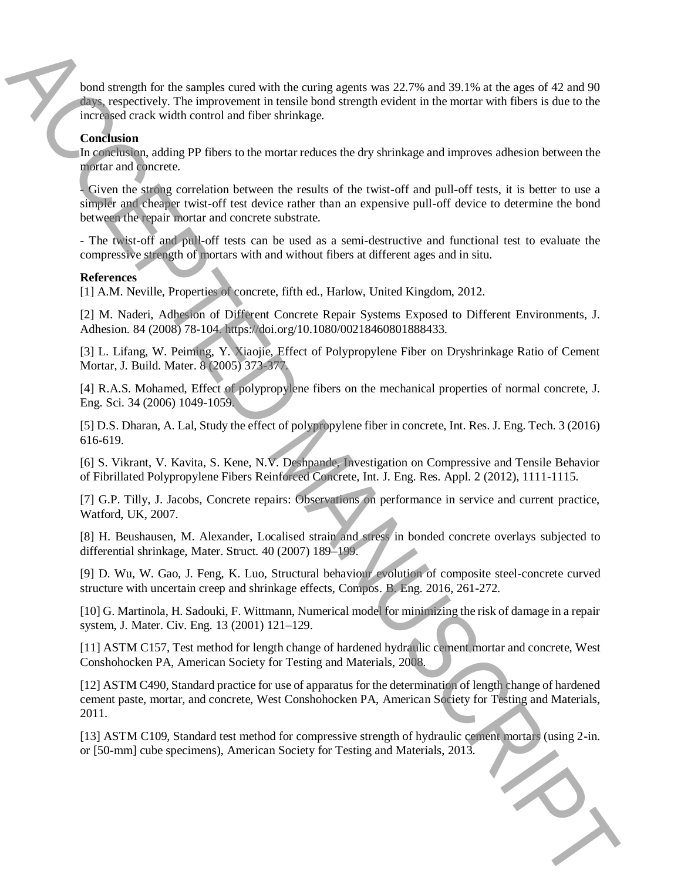bond strength for the samples cured with the curing agents was 22.7% and 39.1% at the ages of 42 and 90 days, respectively. The improvement in tensile bond strength evident in the mortar with fibers is due to the increased crack width control and fiber shrinkage.

**Conclusion**

In conclusion, adding PP fibers to the mortar reduces the dry shrinkage and improves adhesion between the mortar and concrete.

- Given the strong correlation between the results of the twist-off and pull-off tests, it is better to use a simpler and cheaper twist-off test device rather than an expensive pull-off device to determine the bond between the repair mortar and concrete substrate.

- The twist-off and pull-off tests can be used as a semi-destructive and functional test to evaluate the compressive strength of mortars with and without fibers at different ages and in situ.

**References**

[1] A.M. Neville, Properties of concrete, fifth ed., Harlow, United Kingdom, 2012.

[2] M. Naderi, Adhesion of Different Concrete Repair Systems Exposed to Different Environments, J. Adhesion. 84 (2008) 78-104. https://doi.org/10.1080/00218460801888433.

[3] L. Lifang, W. Peiming, Y. Xiaojie, Effect of Polypropylene Fiber on Dryshrinkage Ratio of Cement Mortar, J. Build. Mater. 8 (2005) 373-377.

[4] R.A.S. Mohamed, Effect of polypropylene fibers on the mechanical properties of normal concrete, J. Eng. Sci. 34 (2006) 1049-1059.

[5] D.S. Dharan, A. Lal, Study the effect of polypropylene fiber in concrete, Int. Res. J. Eng. Tech. 3 (2016) 616-619.

[6] S. Vikrant, V. Kavita, S. Kene, N.V. Deshpande, Investigation on Compressive and Tensile Behavior of Fibrillated Polypropylene Fibers Reinforced Concrete, Int. J. Eng. Res. Appl. 2 (2012), 1111-1115.

[7] G.P. Tilly, J. Jacobs, Concrete repairs: Observations on performance in service and current practice, Watford, UK, 2007.

[8] H. Beushausen, M. Alexander, Localised strain and stress in bonded concrete overlays subjected to differential shrinkage, Mater. Struct. 40 (2007) 189–199.

[9] D. Wu, W. Gao, J. Feng, K. Luo, Structural behaviour evolution of composite steel-concrete curved structure with uncertain creep and shrinkage effects, Compos. B. Eng. 2016, 261-272.

[10] G. Martinola, H. Sadouki, F. Wittmann, Numerical model for minimizing the risk of damage in a repair system, J. Mater. Civ. Eng. 13 (2001) 121–129.

[11] ASTM C157, Test method for length change of hardened hydraulic cement mortar and concrete, West Conshohocken PA, American Society for Testing and Materials, 2008.

[12] ASTM C490, Standard practice for use of apparatus for the determination of length change of hardened cement paste, mortar, and concrete, West Conshohocken PA, American Society for Testing and Materials, 2011.

[13] ASTM C109, Standard test method for compressive strength of hydraulic cement mortars (using 2-in. or [50-mm] cube specimens), American Society for Testing and Materials, 2013.